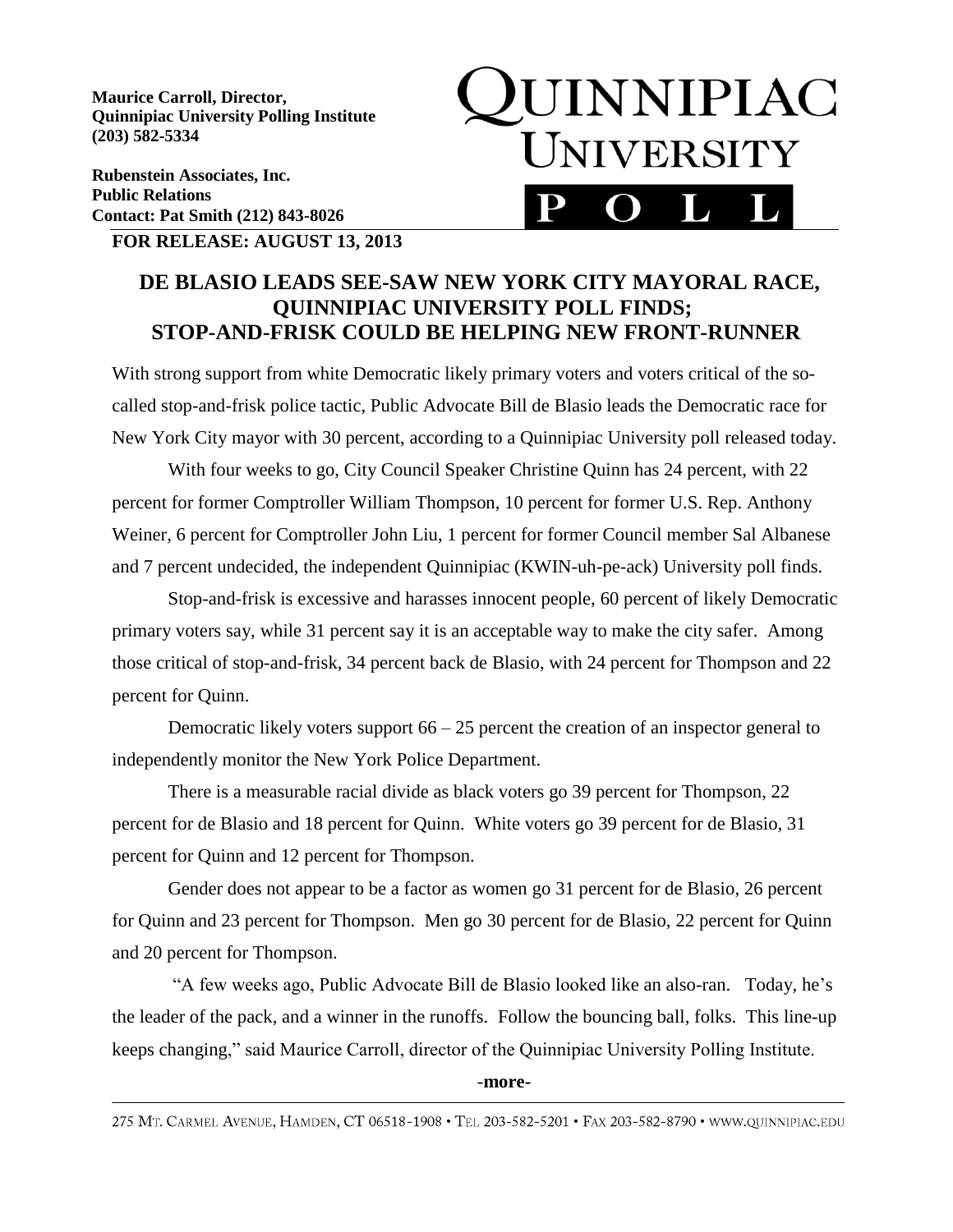**Maurice Carroll, Director,**
**Quinnipiac University Polling Institute**
**(203) 582-5334**

**Rubenstein Associates, Inc.**
**Public Relations**
**Contact: Pat Smith (212) 843-8026**

QUINNIPIAC UNIVERSITY POLL

**FOR RELEASE: AUGUST 13, 2013**

## DE BLASIO LEADS SEE-SAW NEW YORK CITY MAYORAL RACE, QUINNIPIAC UNIVERSITY POLL FINDS; STOP-AND-FRISK COULD BE HELPING NEW FRONT-RUNNER

With strong support from white Democratic likely primary voters and voters critical of the so-called stop-and-frisk police tactic, Public Advocate Bill de Blasio leads the Democratic race for New York City mayor with 30 percent, according to a Quinnipiac University poll released today.

With four weeks to go, City Council Speaker Christine Quinn has 24 percent, with 22 percent for former Comptroller William Thompson, 10 percent for former U.S. Rep. Anthony Weiner, 6 percent for Comptroller John Liu, 1 percent for former Council member Sal Albanese and 7 percent undecided, the independent Quinnipiac (KWIN-uh-pe-ack) University poll finds.

Stop-and-frisk is excessive and harasses innocent people, 60 percent of likely Democratic primary voters say, while 31 percent say it is an acceptable way to make the city safer. Among those critical of stop-and-frisk, 34 percent back de Blasio, with 24 percent for Thompson and 22 percent for Quinn.

Democratic likely voters support 66 – 25 percent the creation of an inspector general to independently monitor the New York Police Department.

There is a measurable racial divide as black voters go 39 percent for Thompson, 22 percent for de Blasio and 18 percent for Quinn. White voters go 39 percent for de Blasio, 31 percent for Quinn and 12 percent for Thompson.

Gender does not appear to be a factor as women go 31 percent for de Blasio, 26 percent for Quinn and 23 percent for Thompson. Men go 30 percent for de Blasio, 22 percent for Quinn and 20 percent for Thompson.

"A few weeks ago, Public Advocate Bill de Blasio looked like an also-ran. Today, he's the leader of the pack, and a winner in the runoffs. Follow the bouncing ball, folks. This line-up keeps changing," said Maurice Carroll, director of the Quinnipiac University Polling Institute.

-**more**-

275 MT. CARMEL AVENUE, HAMDEN, CT 06518-1908 • TEL 203-582-5201 • FAX 203-582-8790 • WWW.QUINNIPIAC.EDU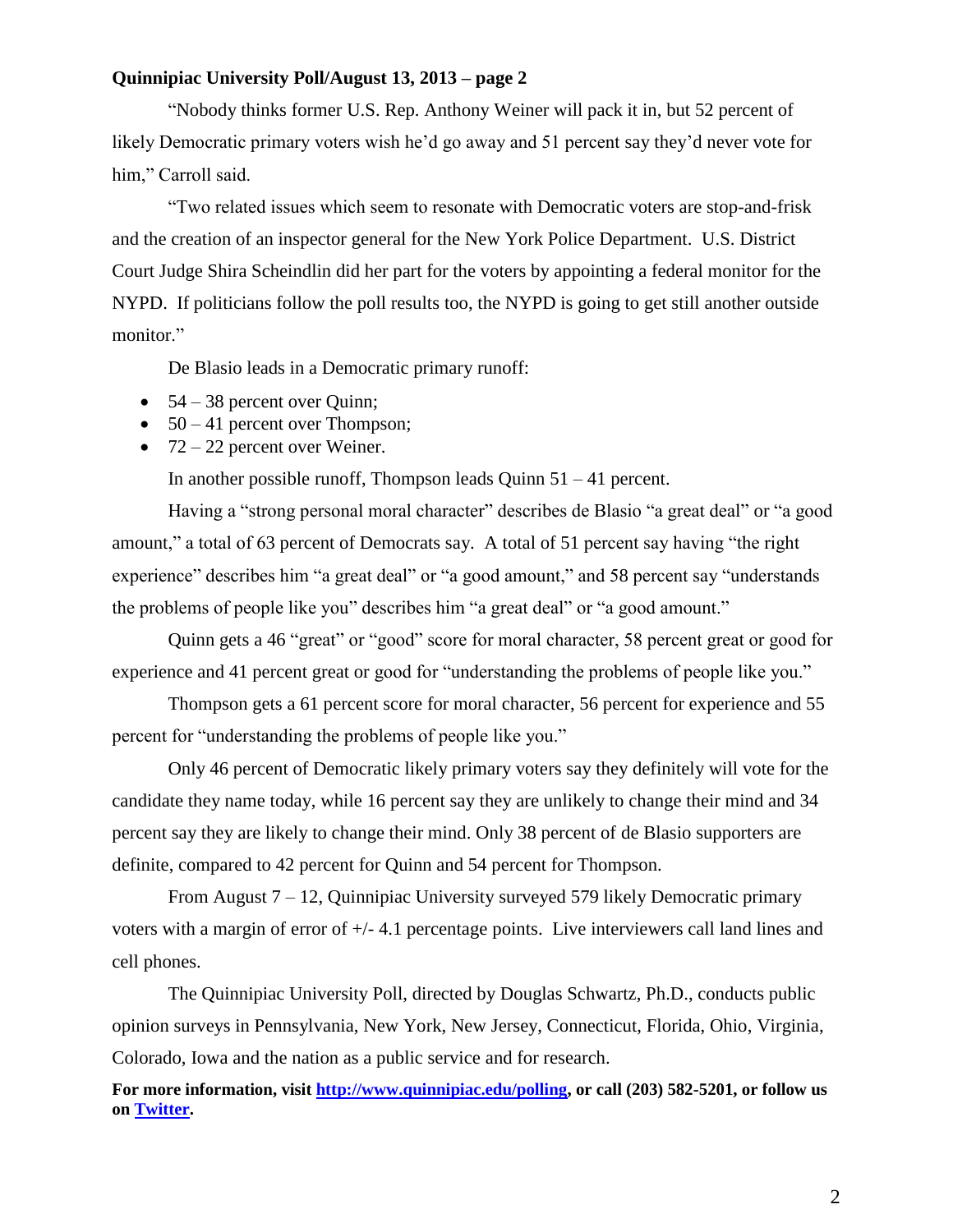"Nobody thinks former U.S. Rep. Anthony Weiner will pack it in, but 52 percent of likely Democratic primary voters wish he'd go away and 51 percent say they'd never vote for him," Carroll said.

"Two related issues which seem to resonate with Democratic voters are stop-and-frisk and the creation of an inspector general for the New York Police Department. U.S. District Court Judge Shira Scheindlin did her part for the voters by appointing a federal monitor for the NYPD. If politicians follow the poll results too, the NYPD is going to get still another outside monitor."

De Blasio leads in a Democratic primary runoff:

- 54 – 38 percent over Quinn;
- 50 – 41 percent over Thompson;
- 72 – 22 percent over Weiner.

In another possible runoff, Thompson leads Quinn 51 – 41 percent.

Having a "strong personal moral character" describes de Blasio "a great deal" or "a good amount," a total of 63 percent of Democrats say. A total of 51 percent say having "the right experience" describes him "a great deal" or "a good amount," and 58 percent say "understands the problems of people like you" describes him "a great deal" or "a good amount."

Quinn gets a 46 "great" or "good" score for moral character, 58 percent great or good for experience and 41 percent great or good for "understanding the problems of people like you."

Thompson gets a 61 percent score for moral character, 56 percent for experience and 55 percent for "understanding the problems of people like you."

Only 46 percent of Democratic likely primary voters say they definitely will vote for the candidate they name today, while 16 percent say they are unlikely to change their mind and 34 percent say they are likely to change their mind. Only 38 percent of de Blasio supporters are definite, compared to 42 percent for Quinn and 54 percent for Thompson.

From August 7 – 12, Quinnipiac University surveyed 579 likely Democratic primary voters with a margin of error of +/- 4.1 percentage points. Live interviewers call land lines and cell phones.

The Quinnipiac University Poll, directed by Douglas Schwartz, Ph.D., conducts public opinion surveys in Pennsylvania, New York, New Jersey, Connecticut, Florida, Ohio, Virginia, Colorado, Iowa and the nation as a public service and for research.

**For more information, visit [http://www.quinnipiac.edu/polling](http://www.quinnipiac.edu/polling), or call (203) 582-5201, or follow us on [Twitter](Twitter).**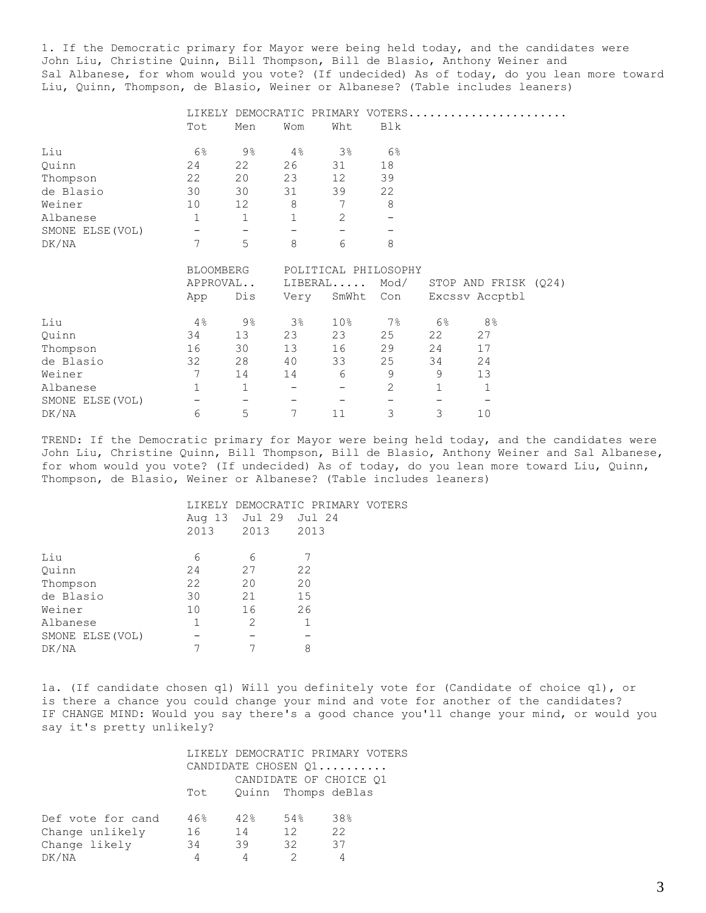1. If the Democratic primary for Mayor were being held today, and the candidates were John Liu, Christine Quinn, Bill Thompson, Bill de Blasio, Anthony Weiner and Sal Albanese, for whom would you vote? (If undecided) As of today, do you lean more toward Liu, Quinn, Thompson, de Blasio, Weiner or Albanese? (Table includes leaners)

| | LIKELY DEMOCRATIC PRIMARY VOTERS | | | | |
|---|---|---|---|---|---|
| | Tot | Men | Wom | Wht | Blk |
| Liu | 6% | 9% | 4% | 3% | 6% |
| Quinn | 24 | 22 | 26 | 31 | 18 |
| Thompson | 22 | 20 | 23 | 12 | 39 |
| de Blasio | 30 | 30 | 31 | 39 | 22 |
| Weiner | 10 | 12 | 8 | 7 | 8 |
| Albanese | 1 | 1 | 1 | 2 | - |
| SMONE ELSE(VOL) | - | - | - | - | - |
| DK/NA | 7 | 5 | 8 | 6 | 8 |

| | BLOOMBERG APPROVAL.. | | POLITICAL PHILOSOPHY LIBERAL..... | | Mod/ | STOP AND FRISK (Q24) | |
|---|---|---|---|---|---|---|---|
| | App | Dis | Very | SmWht | Con | Excssv | Accptbl |
| Liu | 4% | 9% | 3% | 10% | 7% | 6% | 8% |
| Quinn | 34 | 13 | 23 | 23 | 25 | 22 | 27 |
| Thompson | 16 | 30 | 13 | 16 | 29 | 24 | 17 |
| de Blasio | 32 | 28 | 40 | 33 | 25 | 34 | 24 |
| Weiner | 7 | 14 | 14 | 6 | 9 | 9 | 13 |
| Albanese | 1 | 1 | - | - | 2 | 1 | 1 |
| SMONE ELSE(VOL) | - | - | - | - | - | - | - |
| DK/NA | 6 | 5 | 7 | 11 | 3 | 3 | 10 |

TREND: If the Democratic primary for Mayor were being held today, and the candidates were John Liu, Christine Quinn, Bill Thompson, Bill de Blasio, Anthony Weiner and Sal Albanese, for whom would you vote? (If undecided) As of today, do you lean more toward Liu, Quinn, Thompson, de Blasio, Weiner or Albanese? (Table includes leaners)

| | LIKELY DEMOCRATIC PRIMARY VOTERS | | |
|---|---|---|---|
| | Aug 13 2013 | Jul 29 2013 | Jul 24 2013 |
| Liu | 6 | 6 | 7 |
| Quinn | 24 | 27 | 22 |
| Thompson | 22 | 20 | 20 |
| de Blasio | 30 | 21 | 15 |
| Weiner | 10 | 16 | 26 |
| Albanese | 1 | 2 | 1 |
| SMONE ELSE(VOL) | - | - | - |
| DK/NA | 7 | 7 | 8 |

1a. (If candidate chosen q1) Will you definitely vote for (Candidate of choice q1), or is there a chance you could change your mind and vote for another of the candidates? IF CHANGE MIND: Would you say there's a good chance you'll change your mind, or would you say it's pretty unlikely?

| | LIKELY DEMOCRATIC PRIMARY VOTERS CANDIDATE CHOSEN Q1.......... | | | |
|---|---|---|---|---|
| | | CANDIDATE OF CHOICE Q1 | | |
| | Tot | Quinn | Thomps | deBlas |
| Def vote for cand | 46% | 42% | 54% | 38% |
| Change unlikely | 16 | 14 | 12 | 22 |
| Change likely | 34 | 39 | 32 | 37 |
| DK/NA | 4 | 4 | 2 | 4 |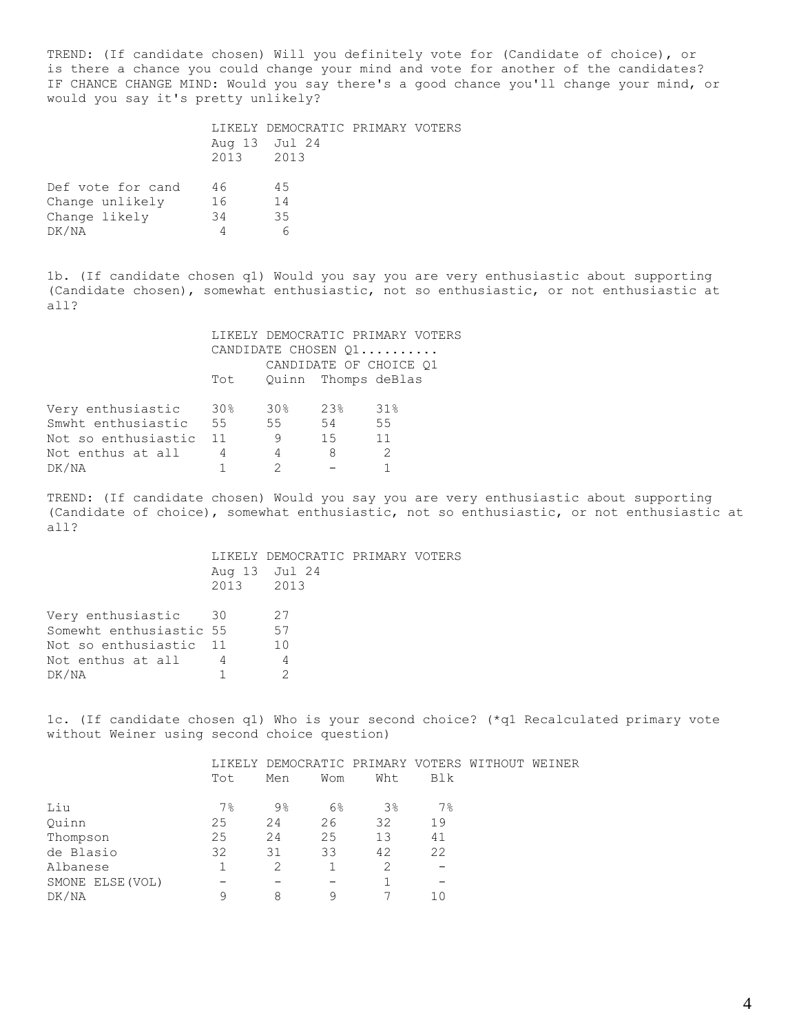TREND: (If candidate chosen) Will you definitely vote for (Candidate of choice), or is there a chance you could change your mind and vote for another of the candidates? IF CHANCE CHANGE MIND: Would you say there's a good chance you'll change your mind, or would you say it's pretty unlikely?

| | LIKELY DEMOCRATIC PRIMARY VOTERS | |
|---|---|---|
| | Aug 13 2013 | Jul 24 2013 |
| Def vote for cand | 46 | 45 |
| Change unlikely | 16 | 14 |
| Change likely | 34 | 35 |
| DK/NA | 4 | 6 |

1b. (If candidate chosen q1) Would you say you are very enthusiastic about supporting (Candidate chosen), somewhat enthusiastic, not so enthusiastic, or not enthusiastic at all?

| | LIKELY DEMOCRATIC PRIMARY VOTERS CANDIDATE CHOSEN Q1.......... | | | |
|---|---|---|---|---|
| | | CANDIDATE OF CHOICE Q1 | | |
| | Tot | Quinn | Thomps | deBlas |
| Very enthusiastic | 30% | 30% | 23% | 31% |
| Smwht enthusiastic | 55 | 55 | 54 | 55 |
| Not so enthusiastic | 11 | 9 | 15 | 11 |
| Not enthus at all | 4 | 4 | 8 | 2 |
| DK/NA | 1 | 2 | - | 1 |

TREND: (If candidate chosen) Would you say you are very enthusiastic about supporting (Candidate of choice), somewhat enthusiastic, not so enthusiastic, or not enthusiastic at all?

| | LIKELY DEMOCRATIC PRIMARY VOTERS | |
|---|---|---|
| | Aug 13 2013 | Jul 24 2013 |
| Very enthusiastic | 30 | 27 |
| Somewht enthusiastic | 55 | 57 |
| Not so enthusiastic | 11 | 10 |
| Not enthus at all | 4 | 4 |
| DK/NA | 1 | 2 |

1c. (If candidate chosen q1) Who is your second choice? (*q1 Recalculated primary vote without Weiner using second choice question)

| | LIKELY DEMOCRATIC PRIMARY VOTERS WITHOUT WEINER | | | | |
|---|---|---|---|---|---|
| | Tot | Men | Wom | Wht | Blk |
| Liu | 7% | 9% | 6% | 3% | 7% |
| Quinn | 25 | 24 | 26 | 32 | 19 |
| Thompson | 25 | 24 | 25 | 13 | 41 |
| de Blasio | 32 | 31 | 33 | 42 | 22 |
| Albanese | 1 | 2 | 1 | 2 | - |
| SMONE ELSE(VOL) | - | - | - | 1 | - |
| DK/NA | 9 | 8 | 9 | 7 | 10 |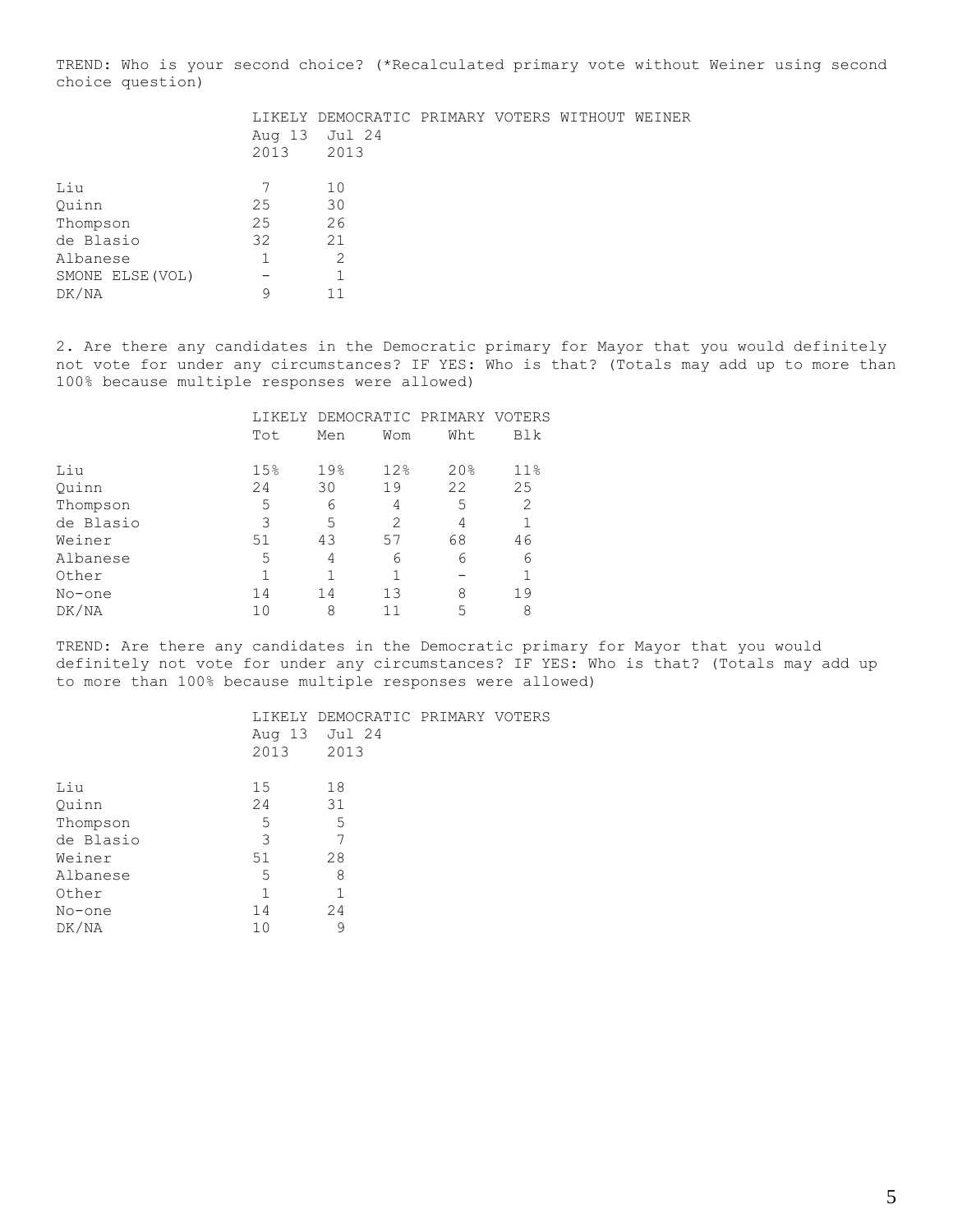TREND: Who is your second choice? (*Recalculated primary vote without Weiner using second choice question)

| | LIKELY DEMOCRATIC PRIMARY VOTERS WITHOUT WEINER | |
|---|---|---|
| | Aug 13 2013 | Jul 24 2013 |
| Liu | 7 | 10 |
| Quinn | 25 | 30 |
| Thompson | 25 | 26 |
| de Blasio | 32 | 21 |
| Albanese | 1 | 2 |
| SMONE ELSE(VOL) | - | 1 |
| DK/NA | 9 | 11 |

2. Are there any candidates in the Democratic primary for Mayor that you would definitely not vote for under any circumstances? IF YES: Who is that? (Totals may add up to more than 100% because multiple responses were allowed)

| | LIKELY DEMOCRATIC PRIMARY VOTERS | | | | |
|---|---|---|---|---|---|
| | Tot | Men | Wom | Wht | Blk |
| Liu | 15% | 19% | 12% | 20% | 11% |
| Quinn | 24 | 30 | 19 | 22 | 25 |
| Thompson | 5 | 6 | 4 | 5 | 2 |
| de Blasio | 3 | 5 | 2 | 4 | 1 |
| Weiner | 51 | 43 | 57 | 68 | 46 |
| Albanese | 5 | 4 | 6 | 6 | 6 |
| Other | 1 | 1 | 1 | - | 1 |
| No-one | 14 | 14 | 13 | 8 | 19 |
| DK/NA | 10 | 8 | 11 | 5 | 8 |

TREND: Are there any candidates in the Democratic primary for Mayor that you would definitely not vote for under any circumstances? IF YES: Who is that? (Totals may add up to more than 100% because multiple responses were allowed)

| | LIKELY DEMOCRATIC PRIMARY VOTERS | |
|---|---|---|
| | Aug 13 2013 | Jul 24 2013 |
| Liu | 15 | 18 |
| Quinn | 24 | 31 |
| Thompson | 5 | 5 |
| de Blasio | 3 | 7 |
| Weiner | 51 | 28 |
| Albanese | 5 | 8 |
| Other | 1 | 1 |
| No-one | 14 | 24 |
| DK/NA | 10 | 9 |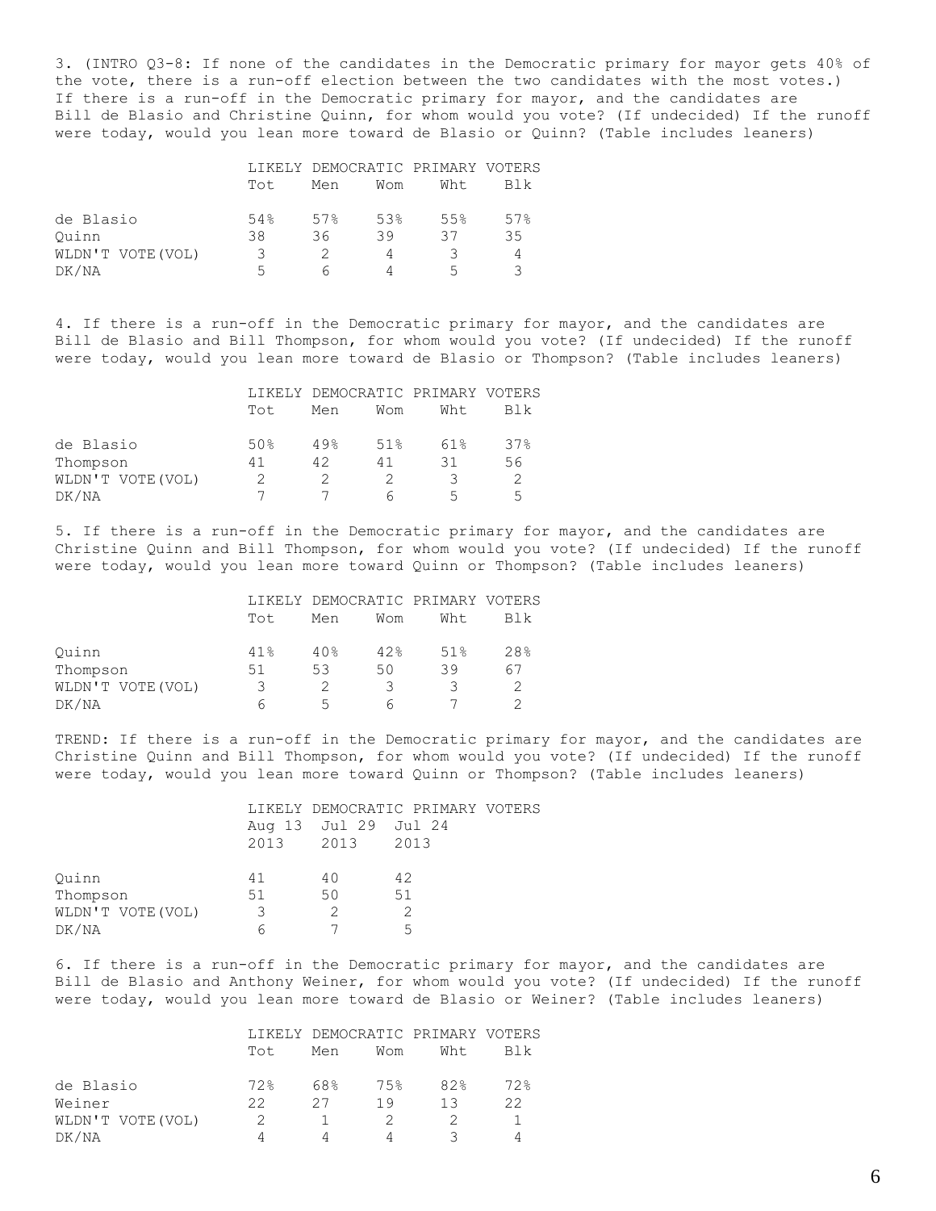3. (INTRO Q3-8: If none of the candidates in the Democratic primary for mayor gets 40% of the vote, there is a run-off election between the two candidates with the most votes.) If there is a run-off in the Democratic primary for mayor, and the candidates are Bill de Blasio and Christine Quinn, for whom would you vote? (If undecided) If the runoff were today, would you lean more toward de Blasio or Quinn? (Table includes leaners)

| | LIKELY DEMOCRATIC PRIMARY VOTERS | | | | |
|---|---|---|---|---|---|
| | Tot | Men | Wom | Wht | Blk |
| de Blasio | 54% | 57% | 53% | 55% | 57% |
| Quinn | 38 | 36 | 39 | 37 | 35 |
| WLDN'T VOTE(VOL) | 3 | 2 | 4 | 3 | 4 |
| DK/NA | 5 | 6 | 4 | 5 | 3 |

4. If there is a run-off in the Democratic primary for mayor, and the candidates are Bill de Blasio and Bill Thompson, for whom would you vote? (If undecided) If the runoff were today, would you lean more toward de Blasio or Thompson? (Table includes leaners)

| | LIKELY DEMOCRATIC PRIMARY VOTERS | | | | |
|---|---|---|---|---|---|
| | Tot | Men | Wom | Wht | Blk |
| de Blasio | 50% | 49% | 51% | 61% | 37% |
| Thompson | 41 | 42 | 41 | 31 | 56 |
| WLDN'T VOTE(VOL) | 2 | 2 | 2 | 3 | 2 |
| DK/NA | 7 | 7 | 6 | 5 | 5 |

5. If there is a run-off in the Democratic primary for mayor, and the candidates are Christine Quinn and Bill Thompson, for whom would you vote? (If undecided) If the runoff were today, would you lean more toward Quinn or Thompson? (Table includes leaners)

| | LIKELY DEMOCRATIC PRIMARY VOTERS | | | | |
|---|---|---|---|---|---|
| | Tot | Men | Wom | Wht | Blk |
| Quinn | 41% | 40% | 42% | 51% | 28% |
| Thompson | 51 | 53 | 50 | 39 | 67 |
| WLDN'T VOTE(VOL) | 3 | 2 | 3 | 3 | 2 |
| DK/NA | 6 | 5 | 6 | 7 | 2 |

TREND: If there is a run-off in the Democratic primary for mayor, and the candidates are Christine Quinn and Bill Thompson, for whom would you vote? (If undecided) If the runoff were today, would you lean more toward Quinn or Thompson? (Table includes leaners)

| | LIKELY DEMOCRATIC PRIMARY VOTERS | | |
|---|---|---|---|
| | Aug 13 2013 | Jul 29 2013 | Jul 24 2013 |
| Quinn | 41 | 40 | 42 |
| Thompson | 51 | 50 | 51 |
| WLDN'T VOTE(VOL) | 3 | 2 | 2 |
| DK/NA | 6 | 7 | 5 |

6. If there is a run-off in the Democratic primary for mayor, and the candidates are Bill de Blasio and Anthony Weiner, for whom would you vote? (If undecided) If the runoff were today, would you lean more toward de Blasio or Weiner? (Table includes leaners)

| | LIKELY DEMOCRATIC PRIMARY VOTERS | | | | |
|---|---|---|---|---|---|
| | Tot | Men | Wom | Wht | Blk |
| de Blasio | 72% | 68% | 75% | 82% | 72% |
| Weiner | 22 | 27 | 19 | 13 | 22 |
| WLDN'T VOTE(VOL) | 2 | 1 | 2 | 2 | 1 |
| DK/NA | 4 | 4 | 4 | 3 | 4 |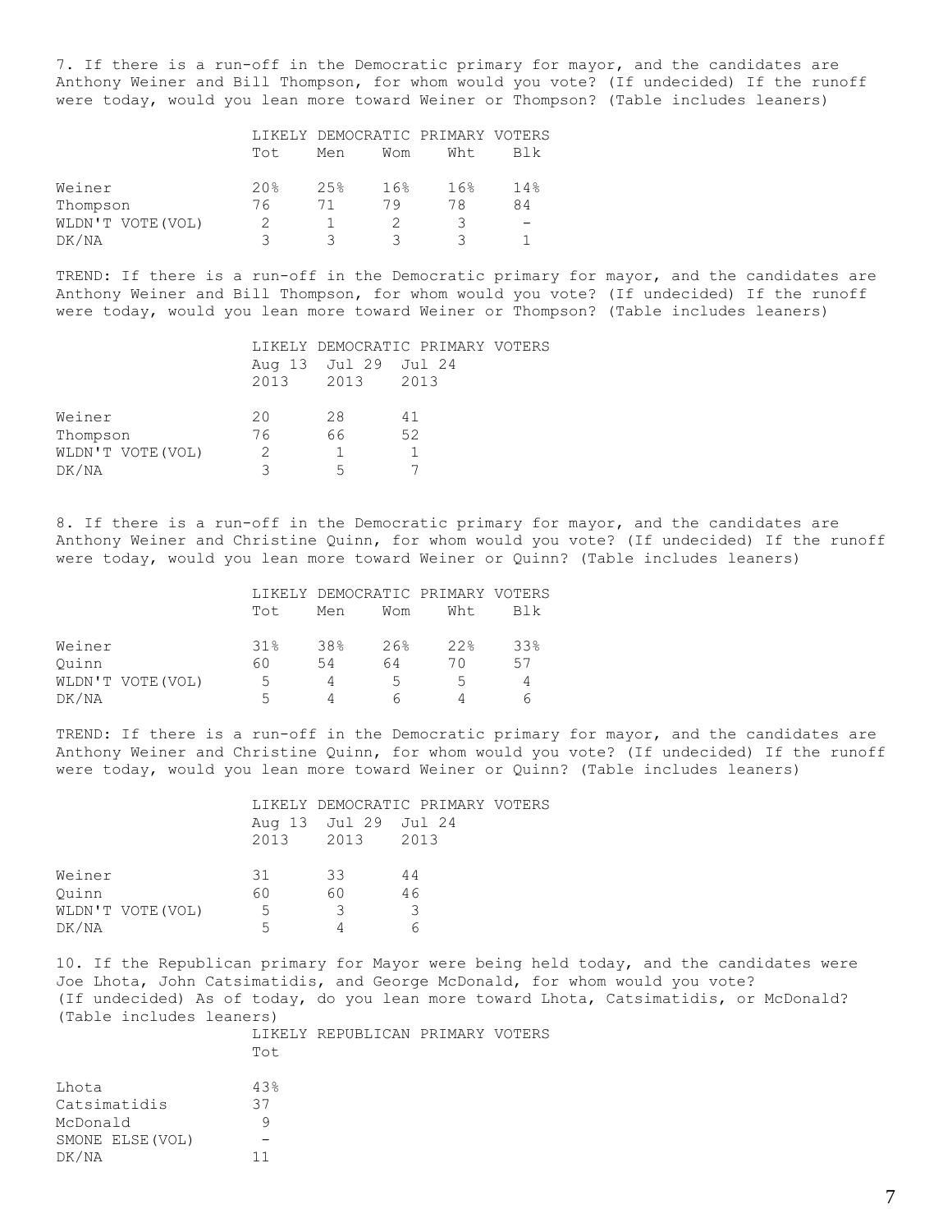7. If there is a run-off in the Democratic primary for mayor, and the candidates are Anthony Weiner and Bill Thompson, for whom would you vote? (If undecided) If the runoff were today, would you lean more toward Weiner or Thompson? (Table includes leaners)

| | LIKELY DEMOCRATIC PRIMARY VOTERS | | | | |
|---|---|---|---|---|---|
| | Tot | Men | Wom | Wht | Blk |
| Weiner | 20% | 25% | 16% | 16% | 14% |
| Thompson | 76 | 71 | 79 | 78 | 84 |
| WLDN'T VOTE(VOL) | 2 | 1 | 2 | 3 | - |
| DK/NA | 3 | 3 | 3 | 3 | 1 |

TREND: If there is a run-off in the Democratic primary for mayor, and the candidates are Anthony Weiner and Bill Thompson, for whom would you vote? (If undecided) If the runoff were today, would you lean more toward Weiner or Thompson? (Table includes leaners)

| | LIKELY DEMOCRATIC PRIMARY VOTERS | | |
|---|---|---|---|
| | Aug 13 2013 | Jul 29 2013 | Jul 24 2013 |
| Weiner | 20 | 28 | 41 |
| Thompson | 76 | 66 | 52 |
| WLDN'T VOTE(VOL) | 2 | 1 | 1 |
| DK/NA | 3 | 5 | 7 |

8. If there is a run-off in the Democratic primary for mayor, and the candidates are Anthony Weiner and Christine Quinn, for whom would you vote? (If undecided) If the runoff were today, would you lean more toward Weiner or Quinn? (Table includes leaners)

| | LIKELY DEMOCRATIC PRIMARY VOTERS | | | | |
|---|---|---|---|---|---|
| | Tot | Men | Wom | Wht | Blk |
| Weiner | 31% | 38% | 26% | 22% | 33% |
| Quinn | 60 | 54 | 64 | 70 | 57 |
| WLDN'T VOTE(VOL) | 5 | 4 | 5 | 5 | 4 |
| DK/NA | 5 | 4 | 6 | 4 | 6 |

TREND: If there is a run-off in the Democratic primary for mayor, and the candidates are Anthony Weiner and Christine Quinn, for whom would you vote? (If undecided) If the runoff were today, would you lean more toward Weiner or Quinn? (Table includes leaners)

| | LIKELY DEMOCRATIC PRIMARY VOTERS | | |
|---|---|---|---|
| | Aug 13 2013 | Jul 29 2013 | Jul 24 2013 |
| Weiner | 31 | 33 | 44 |
| Quinn | 60 | 60 | 46 |
| WLDN'T VOTE(VOL) | 5 | 3 | 3 |
| DK/NA | 5 | 4 | 6 |

10. If the Republican primary for Mayor were being held today, and the candidates were Joe Lhota, John Catsimatidis, and George McDonald, for whom would you vote? (If undecided) As of today, do you lean more toward Lhota, Catsimatidis, or McDonald? (Table includes leaners)

| | LIKELY REPUBLICAN PRIMARY VOTERS |
|---|---|
| | Tot |
| Lhota | 43% |
| Catsimatidis | 37 |
| McDonald | 9 |
| SMONE ELSE(VOL) | - |
| DK/NA | 11 |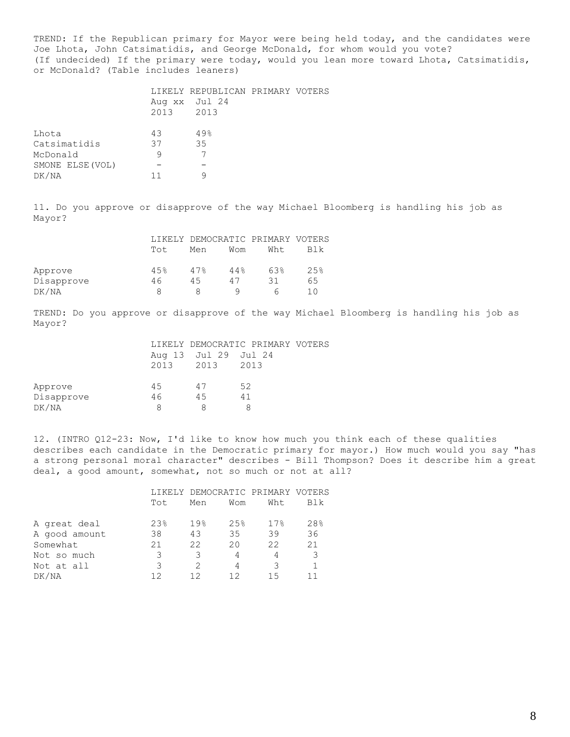TREND: If the Republican primary for Mayor were being held today, and the candidates were Joe Lhota, John Catsimatidis, and George McDonald, for whom would you vote? (If undecided) If the primary were today, would you lean more toward Lhota, Catsimatidis, or McDonald? (Table includes leaners)

| | LIKELY REPUBLICAN PRIMARY VOTERS | |
|---|---|---|
| | Aug xx 2013 | Jul 24 2013 |
| Lhota | 43 | 49% |
| Catsimatidis | 37 | 35 |
| McDonald | 9 | 7 |
| SMONE ELSE(VOL) | - | - |
| DK/NA | 11 | 9 |

11. Do you approve or disapprove of the way Michael Bloomberg is handling his job as Mayor?

| | LIKELY DEMOCRATIC PRIMARY VOTERS | | | | |
|---|---|---|---|---|---|
| | Tot | Men | Wom | Wht | Blk |
| Approve | 45% | 47% | 44% | 63% | 25% |
| Disapprove | 46 | 45 | 47 | 31 | 65 |
| DK/NA | 8 | 8 | 9 | 6 | 10 |

TREND: Do you approve or disapprove of the way Michael Bloomberg is handling his job as Mayor?

| | LIKELY DEMOCRATIC PRIMARY VOTERS | | |
|---|---|---|---|
| | Aug 13 2013 | Jul 29 2013 | Jul 24 2013 |
| Approve | 45 | 47 | 52 |
| Disapprove | 46 | 45 | 41 |
| DK/NA | 8 | 8 | 8 |

12. (INTRO Q12-23: Now, I'd like to know how much you think each of these qualities describes each candidate in the Democratic primary for mayor.) How much would you say "has a strong personal moral character" describes - Bill Thompson? Does it describe him a great deal, a good amount, somewhat, not so much or not at all?

| | LIKELY DEMOCRATIC PRIMARY VOTERS | | | | |
|---|---|---|---|---|---|
| | Tot | Men | Wom | Wht | Blk |
| A great deal | 23% | 19% | 25% | 17% | 28% |
| A good amount | 38 | 43 | 35 | 39 | 36 |
| Somewhat | 21 | 22 | 20 | 22 | 21 |
| Not so much | 3 | 3 | 4 | 4 | 3 |
| Not at all | 3 | 2 | 4 | 3 | 1 |
| DK/NA | 12 | 12 | 12 | 15 | 11 |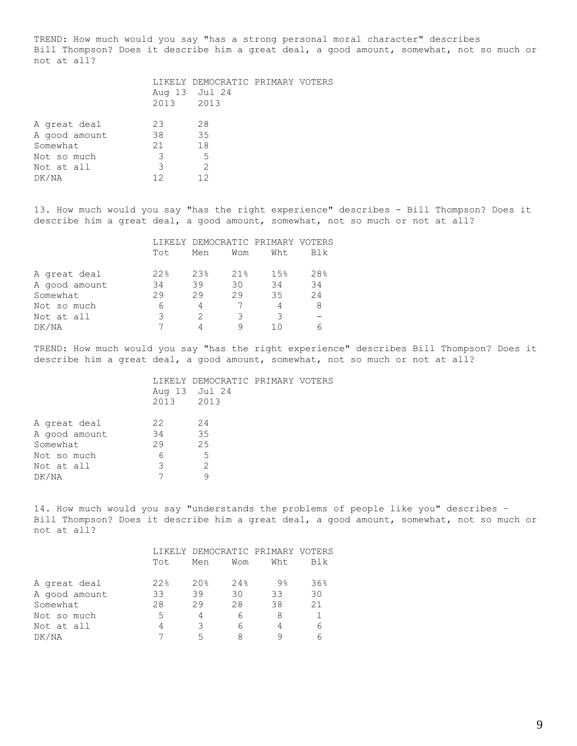TREND: How much would you say "has a strong personal moral character" describes Bill Thompson? Does it describe him a great deal, a good amount, somewhat, not so much or not at all?

| | LIKELY DEMOCRATIC PRIMARY VOTERS | |
|---|---|---|
| | Aug 13 2013 | Jul 24 2013 |
| A great deal | 23 | 28 |
| A good amount | 38 | 35 |
| Somewhat | 21 | 18 |
| Not so much | 3 | 5 |
| Not at all | 3 | 2 |
| DK/NA | 12 | 12 |

13. How much would you say "has the right experience" describes - Bill Thompson? Does it describe him a great deal, a good amount, somewhat, not so much or not at all?

| | LIKELY DEMOCRATIC PRIMARY VOTERS | | | | |
|---|---|---|---|---|---|
| | Tot | Men | Wom | Wht | Blk |
| A great deal | 22% | 23% | 21% | 15% | 28% |
| A good amount | 34 | 39 | 30 | 34 | 34 |
| Somewhat | 29 | 29 | 29 | 35 | 24 |
| Not so much | 6 | 4 | 7 | 4 | 8 |
| Not at all | 3 | 2 | 3 | 3 | - |
| DK/NA | 7 | 4 | 9 | 10 | 6 |

TREND: How much would you say "has the right experience" describes Bill Thompson? Does it describe him a great deal, a good amount, somewhat, not so much or not at all?

| | LIKELY DEMOCRATIC PRIMARY VOTERS | |
|---|---|---|
| | Aug 13 2013 | Jul 24 2013 |
| A great deal | 22 | 24 |
| A good amount | 34 | 35 |
| Somewhat | 29 | 25 |
| Not so much | 6 | 5 |
| Not at all | 3 | 2 |
| DK/NA | 7 | 9 |

14. How much would you say "understands the problems of people like you" describes - Bill Thompson? Does it describe him a great deal, a good amount, somewhat, not so much or not at all?

| | LIKELY DEMOCRATIC PRIMARY VOTERS | | | | |
|---|---|---|---|---|---|
| | Tot | Men | Wom | Wht | Blk |
| A great deal | 22% | 20% | 24% | 9% | 36% |
| A good amount | 33 | 39 | 30 | 33 | 30 |
| Somewhat | 28 | 29 | 28 | 38 | 21 |
| Not so much | 5 | 4 | 6 | 8 | 1 |
| Not at all | 4 | 3 | 6 | 4 | 6 |
| DK/NA | 7 | 5 | 8 | 9 | 6 |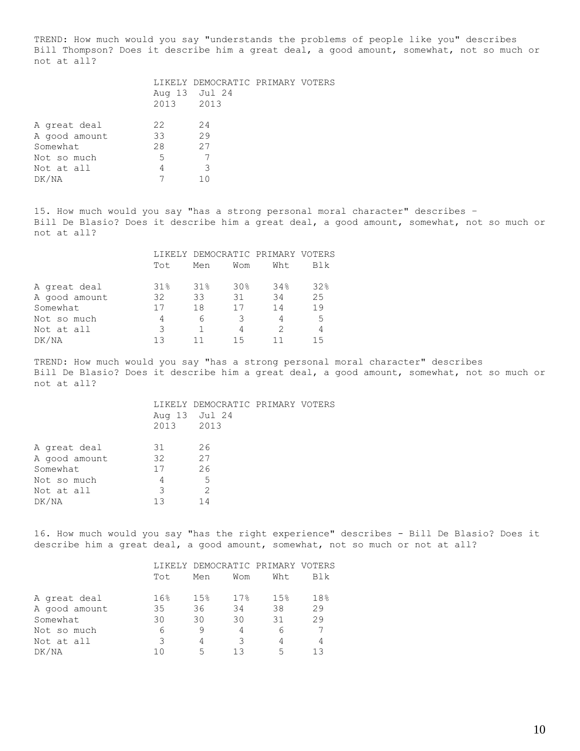TREND: How much would you say "understands the problems of people like you" describes Bill Thompson? Does it describe him a great deal, a good amount, somewhat, not so much or not at all?

| | LIKELY DEMOCRATIC PRIMARY VOTERS | |
|---|---|---|
| | Aug 13 2013 | Jul 24 2013 |
| A great deal | 22 | 24 |
| A good amount | 33 | 29 |
| Somewhat | 28 | 27 |
| Not so much | 5 | 7 |
| Not at all | 4 | 3 |
| DK/NA | 7 | 10 |

15. How much would you say "has a strong personal moral character" describes - Bill De Blasio? Does it describe him a great deal, a good amount, somewhat, not so much or not at all?

| | LIKELY DEMOCRATIC PRIMARY VOTERS | | | | |
|---|---|---|---|---|---|
| | Tot | Men | Wom | Wht | Blk |
| A great deal | 31% | 31% | 30% | 34% | 32% |
| A good amount | 32 | 33 | 31 | 34 | 25 |
| Somewhat | 17 | 18 | 17 | 14 | 19 |
| Not so much | 4 | 6 | 3 | 4 | 5 |
| Not at all | 3 | 1 | 4 | 2 | 4 |
| DK/NA | 13 | 11 | 15 | 11 | 15 |

TREND: How much would you say "has a strong personal moral character" describes Bill De Blasio? Does it describe him a great deal, a good amount, somewhat, not so much or not at all?

| | LIKELY DEMOCRATIC PRIMARY VOTERS | |
|---|---|---|
| | Aug 13 2013 | Jul 24 2013 |
| A great deal | 31 | 26 |
| A good amount | 32 | 27 |
| Somewhat | 17 | 26 |
| Not so much | 4 | 5 |
| Not at all | 3 | 2 |
| DK/NA | 13 | 14 |

16. How much would you say "has the right experience" describes - Bill De Blasio? Does it describe him a great deal, a good amount, somewhat, not so much or not at all?

| | LIKELY DEMOCRATIC PRIMARY VOTERS | | | | |
|---|---|---|---|---|---|
| | Tot | Men | Wom | Wht | Blk |
| A great deal | 16% | 15% | 17% | 15% | 18% |
| A good amount | 35 | 36 | 34 | 38 | 29 |
| Somewhat | 30 | 30 | 30 | 31 | 29 |
| Not so much | 6 | 9 | 4 | 6 | 7 |
| Not at all | 3 | 4 | 3 | 4 | 4 |
| DK/NA | 10 | 5 | 13 | 5 | 13 |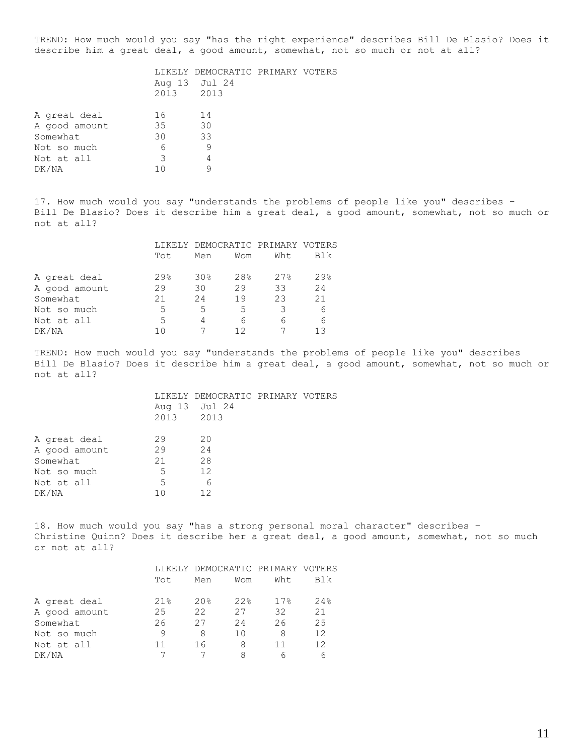TREND: How much would you say "has the right experience" describes Bill De Blasio? Does it describe him a great deal, a good amount, somewhat, not so much or not at all?

| | LIKELY DEMOCRATIC PRIMARY VOTERS | |
|---|---|---|
| | Aug 13 2013 | Jul 24 2013 |
| A great deal | 16 | 14 |
| A good amount | 35 | 30 |
| Somewhat | 30 | 33 |
| Not so much | 6 | 9 |
| Not at all | 3 | 4 |
| DK/NA | 10 | 9 |

17. How much would you say "understands the problems of people like you" describes - Bill De Blasio? Does it describe him a great deal, a good amount, somewhat, not so much or not at all?

| | LIKELY DEMOCRATIC PRIMARY VOTERS | | | | |
|---|---|---|---|---|---|
| | Tot | Men | Wom | Wht | Blk |
| A great deal | 29% | 30% | 28% | 27% | 29% |
| A good amount | 29 | 30 | 29 | 33 | 24 |
| Somewhat | 21 | 24 | 19 | 23 | 21 |
| Not so much | 5 | 5 | 5 | 3 | 6 |
| Not at all | 5 | 4 | 6 | 6 | 6 |
| DK/NA | 10 | 7 | 12 | 7 | 13 |

TREND: How much would you say "understands the problems of people like you" describes Bill De Blasio? Does it describe him a great deal, a good amount, somewhat, not so much or not at all?

| | LIKELY DEMOCRATIC PRIMARY VOTERS | |
|---|---|---|
| | Aug 13 2013 | Jul 24 2013 |
| A great deal | 29 | 20 |
| A good amount | 29 | 24 |
| Somewhat | 21 | 28 |
| Not so much | 5 | 12 |
| Not at all | 5 | 6 |
| DK/NA | 10 | 12 |

18. How much would you say "has a strong personal moral character" describes - Christine Quinn? Does it describe her a great deal, a good amount, somewhat, not so much or not at all?

| | LIKELY DEMOCRATIC PRIMARY VOTERS | | | | |
|---|---|---|---|---|---|
| | Tot | Men | Wom | Wht | Blk |
| A great deal | 21% | 20% | 22% | 17% | 24% |
| A good amount | 25 | 22 | 27 | 32 | 21 |
| Somewhat | 26 | 27 | 24 | 26 | 25 |
| Not so much | 9 | 8 | 10 | 8 | 12 |
| Not at all | 11 | 16 | 8 | 11 | 12 |
| DK/NA | 7 | 7 | 8 | 6 | 6 |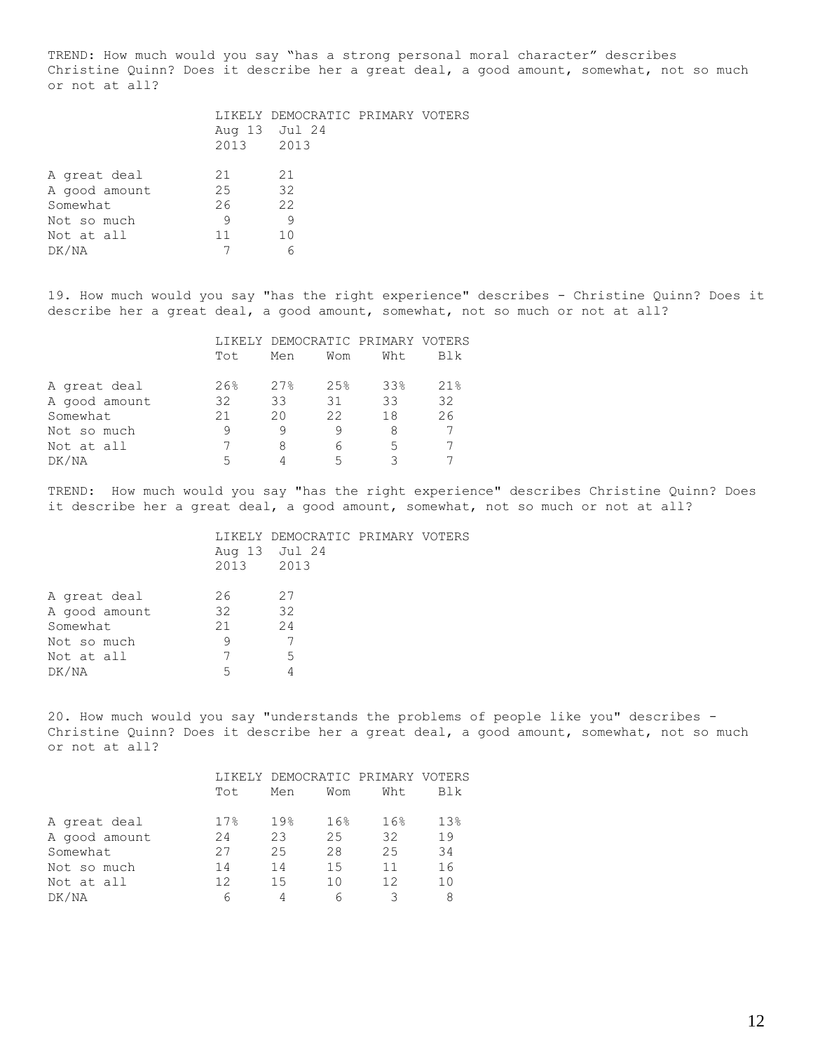TREND: How much would you say "has a strong personal moral character" describes Christine Quinn? Does it describe her a great deal, a good amount, somewhat, not so much or not at all?

| | LIKELY DEMOCRATIC PRIMARY VOTERS | |
|---|---|---|
| | Aug 13 2013 | Jul 24 2013 |
| A great deal | 21 | 21 |
| A good amount | 25 | 32 |
| Somewhat | 26 | 22 |
| Not so much | 9 | 9 |
| Not at all | 11 | 10 |
| DK/NA | 7 | 6 |

19. How much would you say "has the right experience" describes - Christine Quinn? Does it describe her a great deal, a good amount, somewhat, not so much or not at all?

| | LIKELY DEMOCRATIC PRIMARY VOTERS | | | | |
|---|---|---|---|---|---|
| | Tot | Men | Wom | Wht | Blk |
| A great deal | 26% | 27% | 25% | 33% | 21% |
| A good amount | 32 | 33 | 31 | 33 | 32 |
| Somewhat | 21 | 20 | 22 | 18 | 26 |
| Not so much | 9 | 9 | 9 | 8 | 7 |
| Not at all | 7 | 8 | 6 | 5 | 7 |
| DK/NA | 5 | 4 | 5 | 3 | 7 |

TREND: How much would you say "has the right experience" describes Christine Quinn? Does it describe her a great deal, a good amount, somewhat, not so much or not at all?

| | LIKELY DEMOCRATIC PRIMARY VOTERS | |
|---|---|---|
| | Aug 13 2013 | Jul 24 2013 |
| A great deal | 26 | 27 |
| A good amount | 32 | 32 |
| Somewhat | 21 | 24 |
| Not so much | 9 | 7 |
| Not at all | 7 | 5 |
| DK/NA | 5 | 4 |

20. How much would you say "understands the problems of people like you" describes - Christine Quinn? Does it describe her a great deal, a good amount, somewhat, not so much or not at all?

| | LIKELY DEMOCRATIC PRIMARY VOTERS | | | | |
|---|---|---|---|---|---|
| | Tot | Men | Wom | Wht | Blk |
| A great deal | 17% | 19% | 16% | 16% | 13% |
| A good amount | 24 | 23 | 25 | 32 | 19 |
| Somewhat | 27 | 25 | 28 | 25 | 34 |
| Not so much | 14 | 14 | 15 | 11 | 16 |
| Not at all | 12 | 15 | 10 | 12 | 10 |
| DK/NA | 6 | 4 | 6 | 3 | 8 |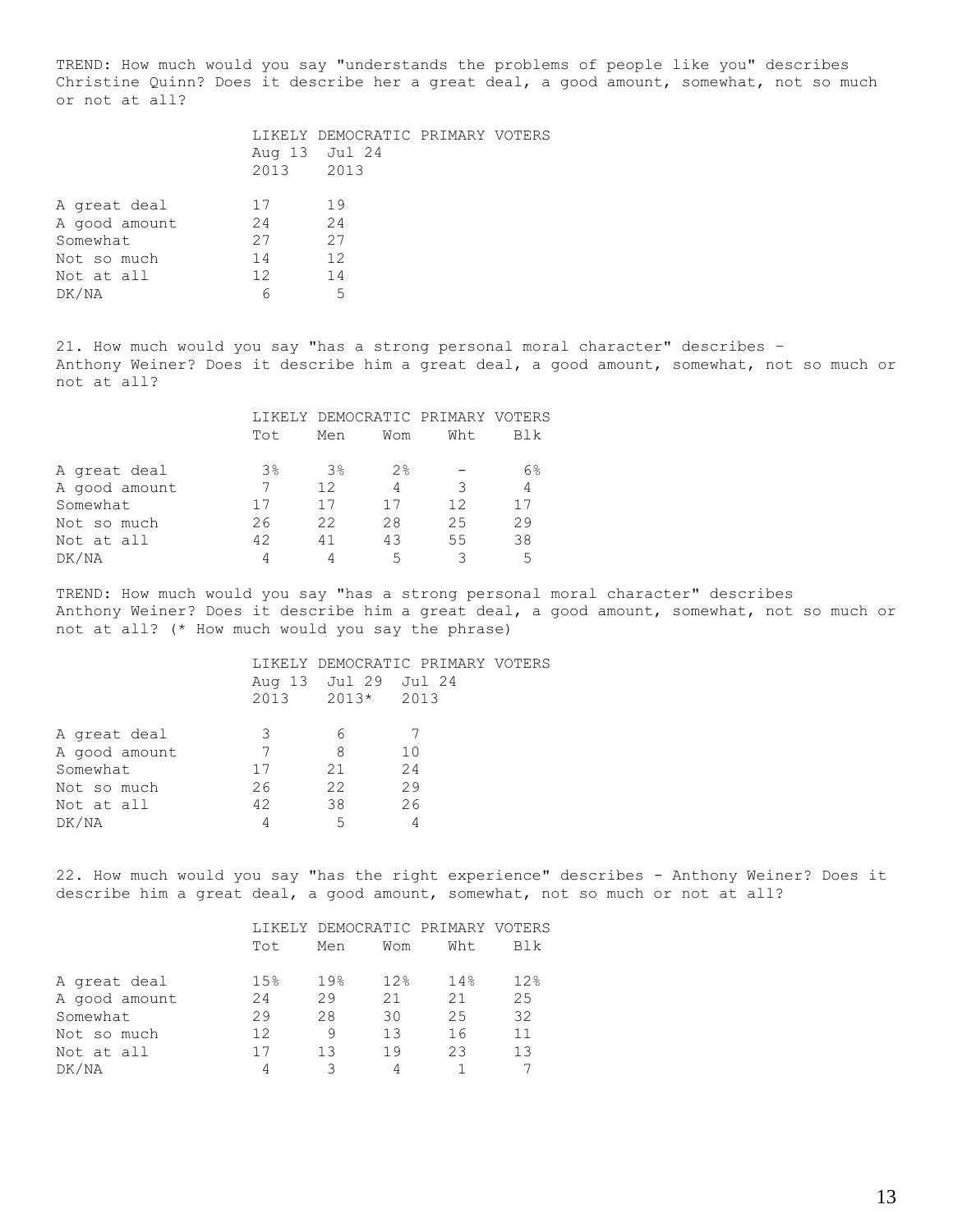TREND: How much would you say "understands the problems of people like you" describes Christine Quinn? Does it describe her a great deal, a good amount, somewhat, not so much or not at all?

| | LIKELY DEMOCRATIC PRIMARY VOTERS | |
|---|---|---|
| | Aug 13 2013 | Jul 24 2013 |
| A great deal | 17 | 19 |
| A good amount | 24 | 24 |
| Somewhat | 27 | 27 |
| Not so much | 14 | 12 |
| Not at all | 12 | 14 |
| DK/NA | 6 | 5 |

21. How much would you say "has a strong personal moral character" describes - Anthony Weiner? Does it describe him a great deal, a good amount, somewhat, not so much or not at all?

| | LIKELY DEMOCRATIC PRIMARY VOTERS | | | | |
|---|---|---|---|---|---|
| | Tot | Men | Wom | Wht | Blk |
| A great deal | 3% | 3% | 2% | - | 6% |
| A good amount | 7 | 12 | 4 | 3 | 4 |
| Somewhat | 17 | 17 | 17 | 12 | 17 |
| Not so much | 26 | 22 | 28 | 25 | 29 |
| Not at all | 42 | 41 | 43 | 55 | 38 |
| DK/NA | 4 | 4 | 5 | 3 | 5 |

TREND: How much would you say "has a strong personal moral character" describes Anthony Weiner? Does it describe him a great deal, a good amount, somewhat, not so much or not at all? (* How much would you say the phrase)

| | LIKELY DEMOCRATIC PRIMARY VOTERS | | |
|---|---|---|---|
| | Aug 13 2013 | Jul 29 2013* | Jul 24 2013 |
| A great deal | 3 | 6 | 7 |
| A good amount | 7 | 8 | 10 |
| Somewhat | 17 | 21 | 24 |
| Not so much | 26 | 22 | 29 |
| Not at all | 42 | 38 | 26 |
| DK/NA | 4 | 5 | 4 |

22. How much would you say "has the right experience" describes - Anthony Weiner? Does it describe him a great deal, a good amount, somewhat, not so much or not at all?

| | LIKELY DEMOCRATIC PRIMARY VOTERS | | | | |
|---|---|---|---|---|---|
| | Tot | Men | Wom | Wht | Blk |
| A great deal | 15% | 19% | 12% | 14% | 12% |
| A good amount | 24 | 29 | 21 | 21 | 25 |
| Somewhat | 29 | 28 | 30 | 25 | 32 |
| Not so much | 12 | 9 | 13 | 16 | 11 |
| Not at all | 17 | 13 | 19 | 23 | 13 |
| DK/NA | 4 | 3 | 4 | 1 | 7 |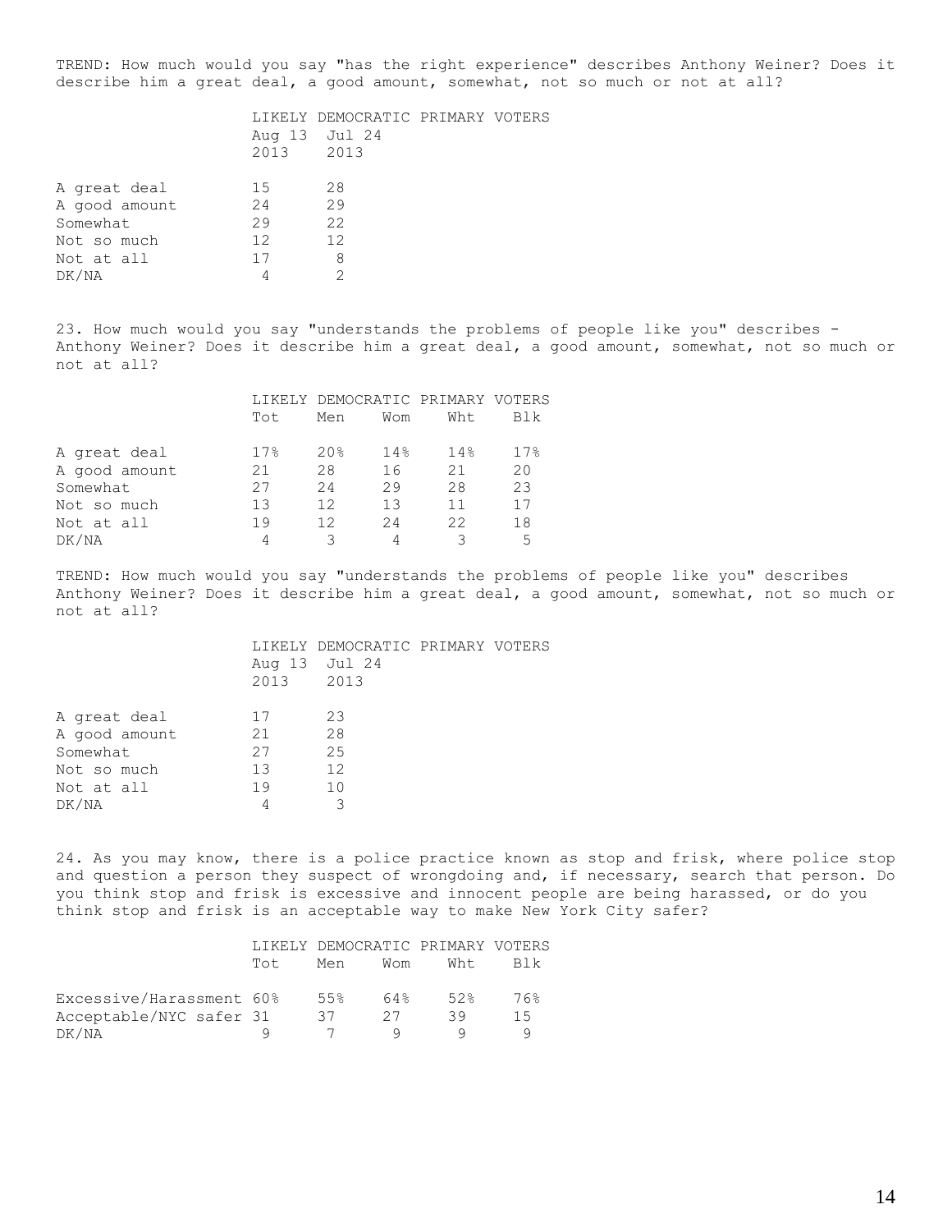TREND: How much would you say "has the right experience" describes Anthony Weiner? Does it describe him a great deal, a good amount, somewhat, not so much or not at all?

| | LIKELY DEMOCRATIC PRIMARY VOTERS | |
|---|---|---|
| | Aug 13 2013 | Jul 24 2013 |
| A great deal | 15 | 28 |
| A good amount | 24 | 29 |
| Somewhat | 29 | 22 |
| Not so much | 12 | 12 |
| Not at all | 17 | 8 |
| DK/NA | 4 | 2 |

23. How much would you say "understands the problems of people like you" describes - Anthony Weiner? Does it describe him a great deal, a good amount, somewhat, not so much or not at all?

| | LIKELY DEMOCRATIC PRIMARY VOTERS | | | | |
|---|---|---|---|---|---|
| | Tot | Men | Wom | Wht | Blk |
| A great deal | 17% | 20% | 14% | 14% | 17% |
| A good amount | 21 | 28 | 16 | 21 | 20 |
| Somewhat | 27 | 24 | 29 | 28 | 23 |
| Not so much | 13 | 12 | 13 | 11 | 17 |
| Not at all | 19 | 12 | 24 | 22 | 18 |
| DK/NA | 4 | 3 | 4 | 3 | 5 |

TREND: How much would you say "understands the problems of people like you" describes Anthony Weiner? Does it describe him a great deal, a good amount, somewhat, not so much or not at all?

| | LIKELY DEMOCRATIC PRIMARY VOTERS | |
|---|---|---|
| | Aug 13 2013 | Jul 24 2013 |
| A great deal | 17 | 23 |
| A good amount | 21 | 28 |
| Somewhat | 27 | 25 |
| Not so much | 13 | 12 |
| Not at all | 19 | 10 |
| DK/NA | 4 | 3 |

24. As you may know, there is a police practice known as stop and frisk, where police stop and question a person they suspect of wrongdoing and, if necessary, search that person. Do you think stop and frisk is excessive and innocent people are being harassed, or do you think stop and frisk is an acceptable way to make New York City safer?

| | LIKELY DEMOCRATIC PRIMARY VOTERS | | | | |
|---|---|---|---|---|---|
| | Tot | Men | Wom | Wht | Blk |
| Excessive/Harassment | 60% | 55% | 64% | 52% | 76% |
| Acceptable/NYC safer | 31 | 37 | 27 | 39 | 15 |
| DK/NA | 9 | 7 | 9 | 9 | 9 |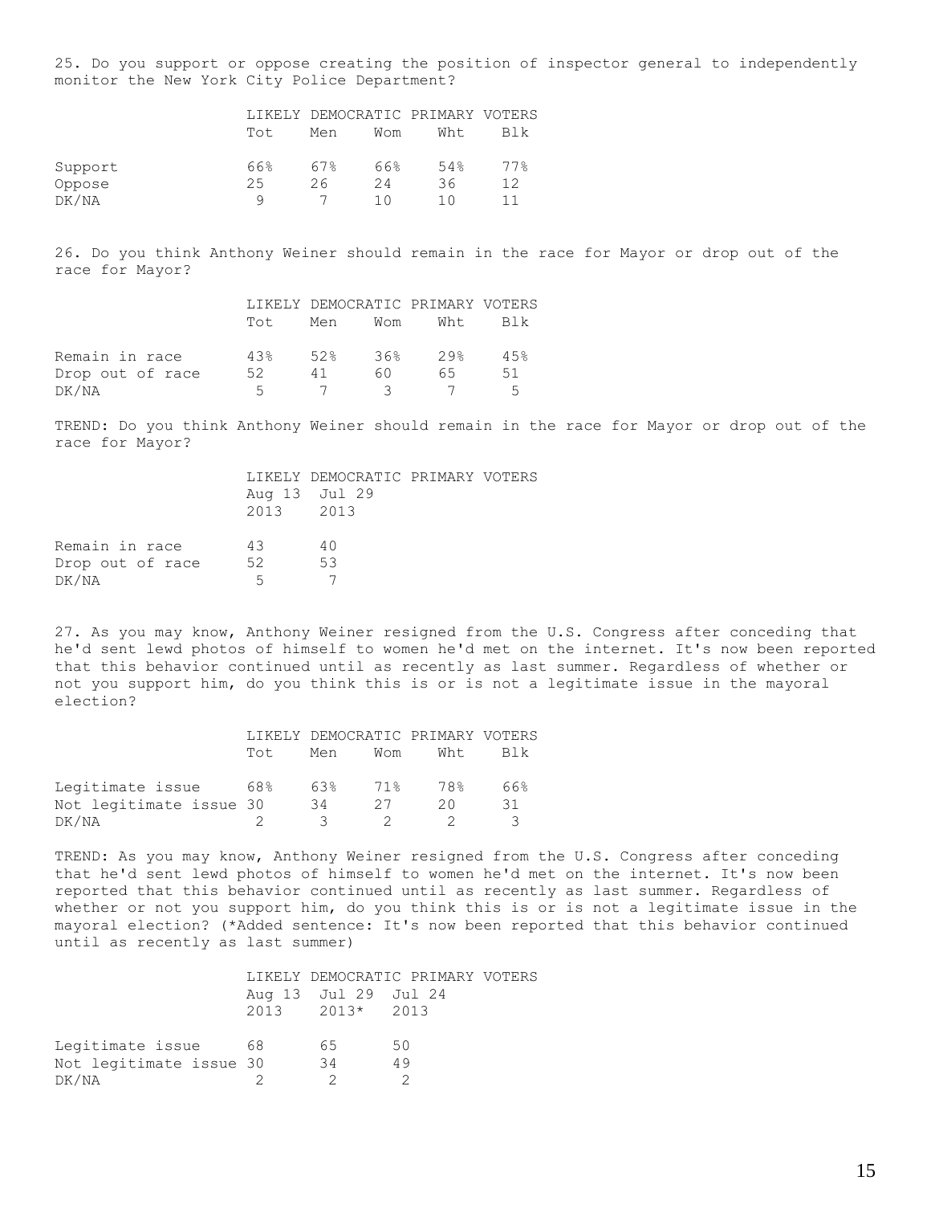25. Do you support or oppose creating the position of inspector general to independently monitor the New York City Police Department?

| | LIKELY DEMOCRATIC PRIMARY VOTERS | | | | |
|---|---|---|---|---|---|
| | Tot | Men | Wom | Wht | Blk |
| Support | 66% | 67% | 66% | 54% | 77% |
| Oppose | 25 | 26 | 24 | 36 | 12 |
| DK/NA | 9 | 7 | 10 | 10 | 11 |

26. Do you think Anthony Weiner should remain in the race for Mayor or drop out of the race for Mayor?

| | LIKELY DEMOCRATIC PRIMARY VOTERS | | | | |
|---|---|---|---|---|---|
| | Tot | Men | Wom | Wht | Blk |
| Remain in race | 43% | 52% | 36% | 29% | 45% |
| Drop out of race | 52 | 41 | 60 | 65 | 51 |
| DK/NA | 5 | 7 | 3 | 7 | 5 |

TREND: Do you think Anthony Weiner should remain in the race for Mayor or drop out of the race for Mayor?

| | LIKELY DEMOCRATIC PRIMARY VOTERS | |
|---|---|---|
| | Aug 13 2013 | Jul 29 2013 |
| Remain in race | 43 | 40 |
| Drop out of race | 52 | 53 |
| DK/NA | 5 | 7 |

27. As you may know, Anthony Weiner resigned from the U.S. Congress after conceding that he'd sent lewd photos of himself to women he'd met on the internet. It's now been reported that this behavior continued until as recently as last summer. Regardless of whether or not you support him, do you think this is or is not a legitimate issue in the mayoral election?

| | LIKELY DEMOCRATIC PRIMARY VOTERS | | | | |
|---|---|---|---|---|---|
| | Tot | Men | Wom | Wht | Blk |
| Legitimate issue | 68% | 63% | 71% | 78% | 66% |
| Not legitimate issue | 30 | 34 | 27 | 20 | 31 |
| DK/NA | 2 | 3 | 2 | 2 | 3 |

TREND: As you may know, Anthony Weiner resigned from the U.S. Congress after conceding that he'd sent lewd photos of himself to women he'd met on the internet. It's now been reported that this behavior continued until as recently as last summer. Regardless of whether or not you support him, do you think this is or is not a legitimate issue in the mayoral election? (*Added sentence: It's now been reported that this behavior continued until as recently as last summer)

| | LIKELY DEMOCRATIC PRIMARY VOTERS | | |
|---|---|---|---|
| | Aug 13 2013 | Jul 29 2013* | Jul 24 2013 |
| Legitimate issue | 68 | 65 | 50 |
| Not legitimate issue | 30 | 34 | 49 |
| DK/NA | 2 | 2 | 2 |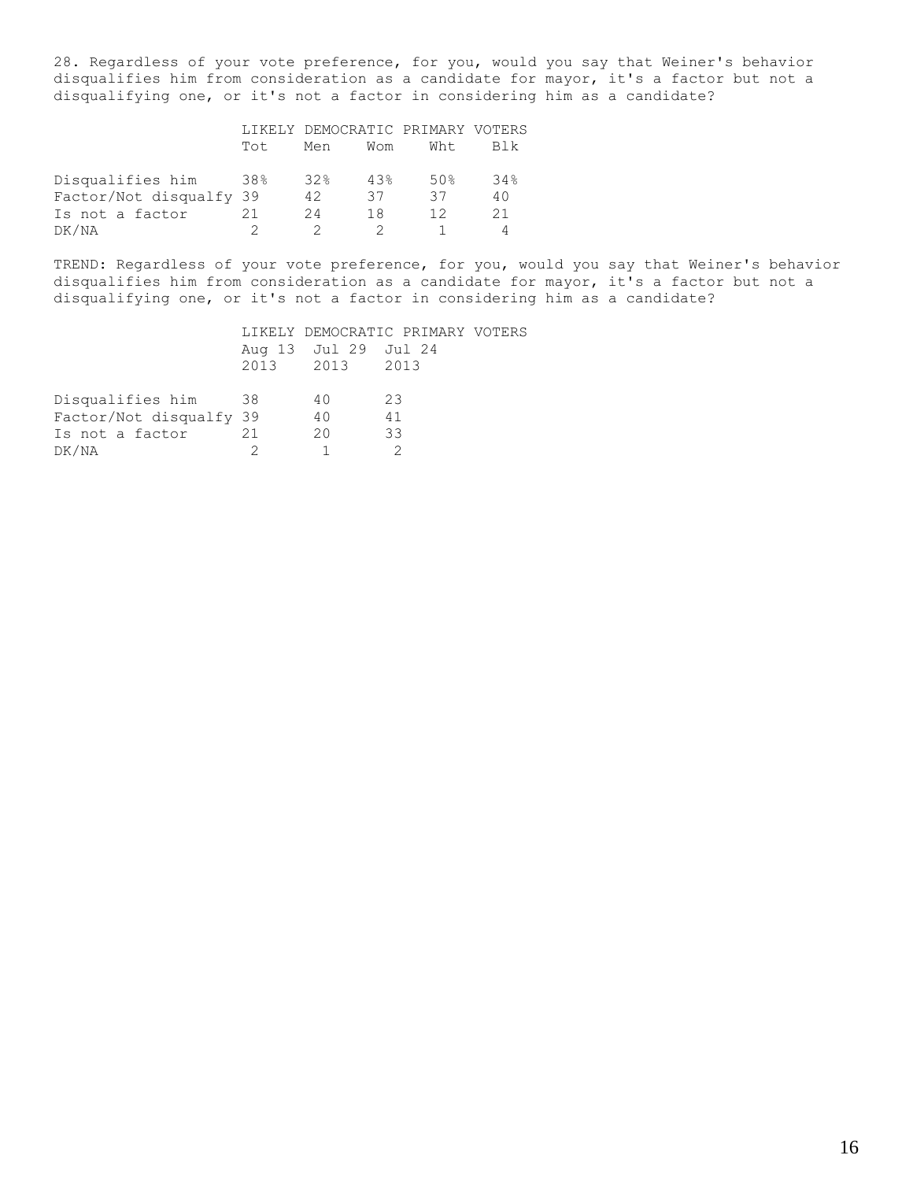28. Regardless of your vote preference, for you, would you say that Weiner's behavior disqualifies him from consideration as a candidate for mayor, it's a factor but not a disqualifying one, or it's not a factor in considering him as a candidate?

| | LIKELY DEMOCRATIC PRIMARY VOTERS | | | | |
|---|---|---|---|---|---|
| | Tot | Men | Wom | Wht | Blk |
| Disqualifies him | 38% | 32% | 43% | 50% | 34% |
| Factor/Not disqualfy | 39 | 42 | 37 | 37 | 40 |
| Is not a factor | 21 | 24 | 18 | 12 | 21 |
| DK/NA | 2 | 2 | 2 | 1 | 4 |

TREND: Regardless of your vote preference, for you, would you say that Weiner's behavior disqualifies him from consideration as a candidate for mayor, it's a factor but not a disqualifying one, or it's not a factor in considering him as a candidate?

| | LIKELY DEMOCRATIC PRIMARY VOTERS | | |
|---|---|---|---|
| | Aug 13 2013 | Jul 29 2013 | Jul 24 2013 |
| Disqualifies him | 38 | 40 | 23 |
| Factor/Not disqualfy | 39 | 40 | 41 |
| Is not a factor | 21 | 20 | 33 |
| DK/NA | 2 | 1 | 2 |